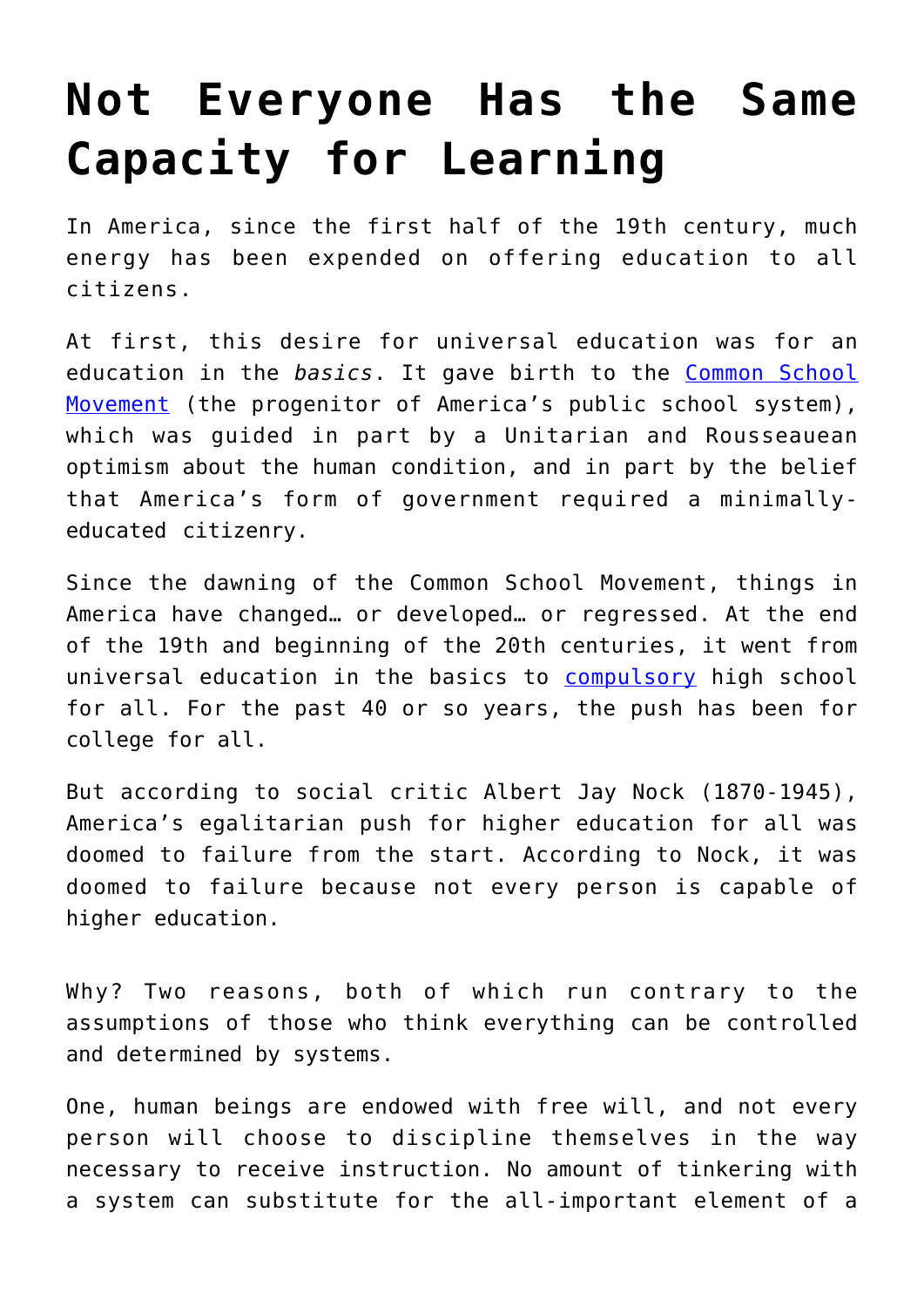# Not Everyone Has the Same Capacity for Learning

In America, since the first half of the 19th century, much energy has been expended on offering education to all citizens.

At first, this desire for universal education was for an education in the *basics*. It gave birth to the [Common School Movement]() (the progenitor of America's public school system), which was guided in part by a Unitarian and Rousseauean optimism about the human condition, and in part by the belief that America's form of government required a minimally-educated citizenry.

Since the dawning of the Common School Movement, things in America have changed… or developed… or regressed. At the end of the 19th and beginning of the 20th centuries, it went from universal education in the basics to [compulsory]() high school for all. For the past 40 or so years, the push has been for college for all.

But according to social critic Albert Jay Nock (1870-1945), America's egalitarian push for higher education for all was doomed to failure from the start. According to Nock, it was doomed to failure because not every person is capable of higher education.

Why? Two reasons, both of which run contrary to the assumptions of those who think everything can be controlled and determined by systems.

One, human beings are endowed with free will, and not every person will choose to discipline themselves in the way necessary to receive instruction. No amount of tinkering with a system can substitute for the all-important element of a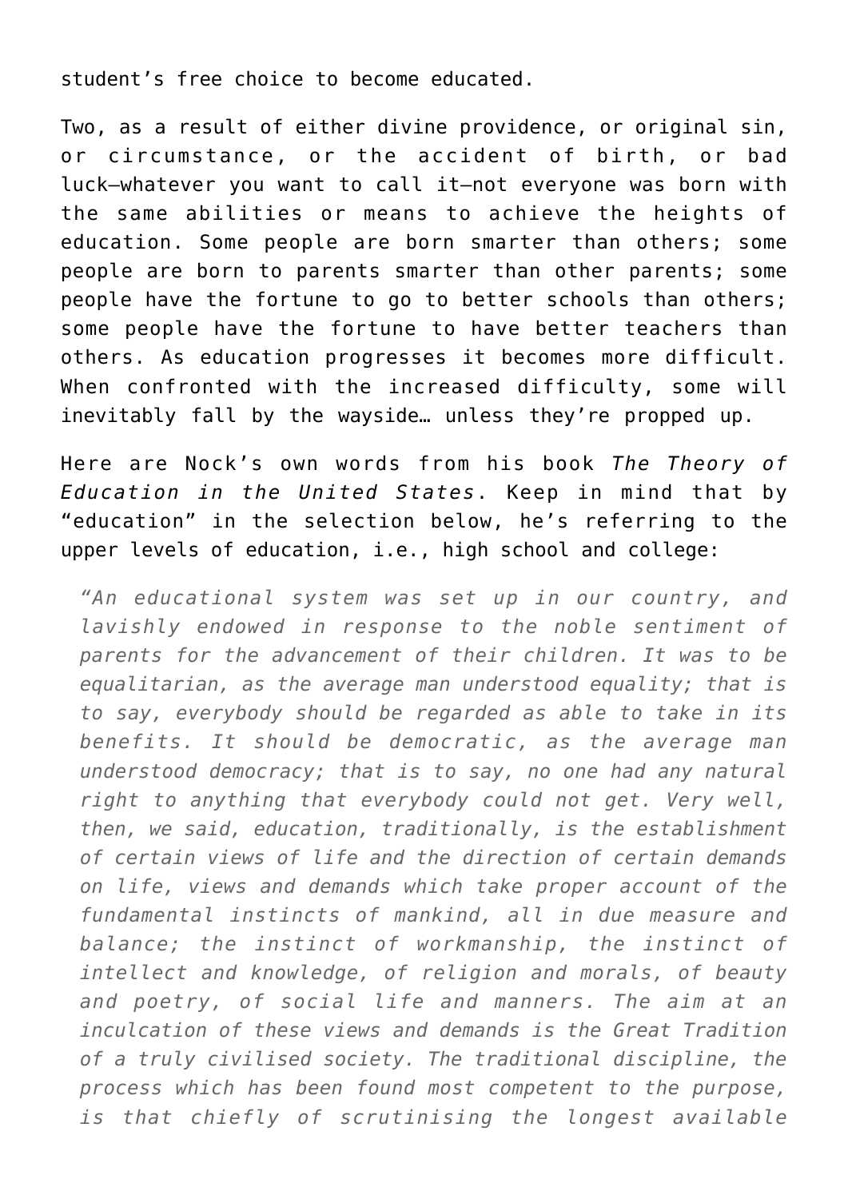student's free choice to become educated.

Two, as a result of either divine providence, or original sin, or circumstance, or the accident of birth, or bad luck—whatever you want to call it—not everyone was born with the same abilities or means to achieve the heights of education. Some people are born smarter than others; some people are born to parents smarter than other parents; some people have the fortune to go to better schools than others; some people have the fortune to have better teachers than others. As education progresses it becomes more difficult. When confronted with the increased difficulty, some will inevitably fall by the wayside… unless they're propped up.

Here are Nock's own words from his book *The Theory of Education in the United States*. Keep in mind that by "education" in the selection below, he's referring to the upper levels of education, i.e., high school and college:

> *"An educational system was set up in our country, and lavishly endowed in response to the noble sentiment of parents for the advancement of their children. It was to be equalitarian, as the average man understood equality; that is to say, everybody should be regarded as able to take in its benefits. It should be democratic, as the average man understood democracy; that is to say, no one had any natural right to anything that everybody could not get. Very well, then, we said, education, traditionally, is the establishment of certain views of life and the direction of certain demands on life, views and demands which take proper account of the fundamental instincts of mankind, all in due measure and balance; the instinct of workmanship, the instinct of intellect and knowledge, of religion and morals, of beauty and poetry, of social life and manners. The aim at an inculcation of these views and demands is the Great Tradition of a truly civilised society. The traditional discipline, the process which has been found most competent to the purpose, is that chiefly of scrutinising the longest available*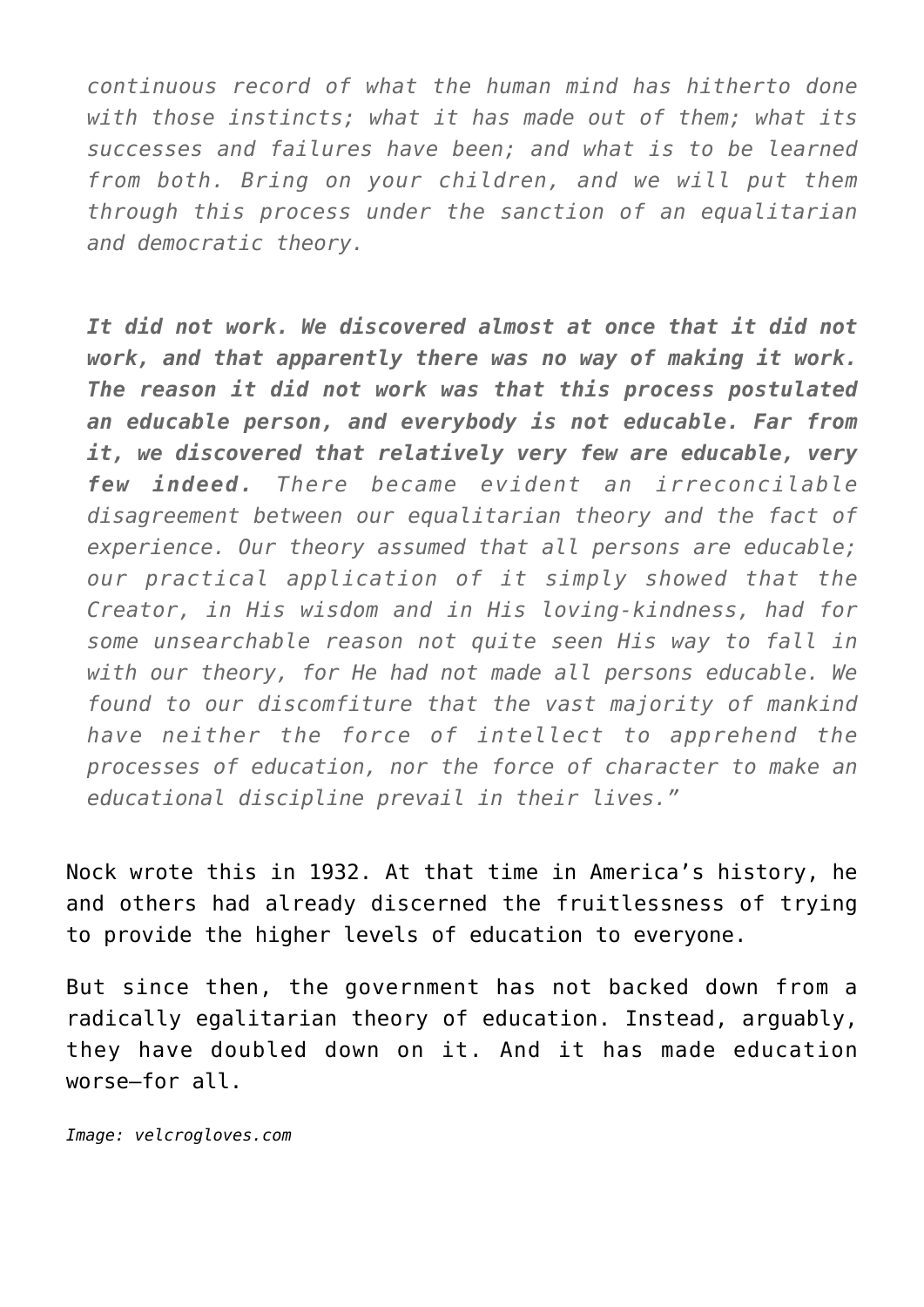> *continuous record of what the human mind has hitherto done with those instincts; what it has made out of them; what its successes and failures have been; and what is to be learned from both. Bring on your children, and we will put them through this process under the sanction of an equalitarian and democratic theory.*
>
> ***It did not work. We discovered almost at once that it did not work, and that apparently there was no way of making it work. The reason it did not work was that this process postulated an educable person, and everybody is not educable. Far from it, we discovered that relatively very few are educable, very few indeed.*** *There became evident an irreconcilable disagreement between our equalitarian theory and the fact of experience. Our theory assumed that all persons are educable; our practical application of it simply showed that the Creator, in His wisdom and in His loving-kindness, had for some unsearchable reason not quite seen His way to fall in with our theory, for He had not made all persons educable. We found to our discomfiture that the vast majority of mankind have neither the force of intellect to apprehend the processes of education, nor the force of character to make an educational discipline prevail in their lives."*

Nock wrote this in 1932. At that time in America's history, he and others had already discerned the fruitlessness of trying to provide the higher levels of education to everyone.

But since then, the government has not backed down from a radically egalitarian theory of education. Instead, arguably, they have doubled down on it. And it has made education worse—for all.

*Image: velcrogloves.com*